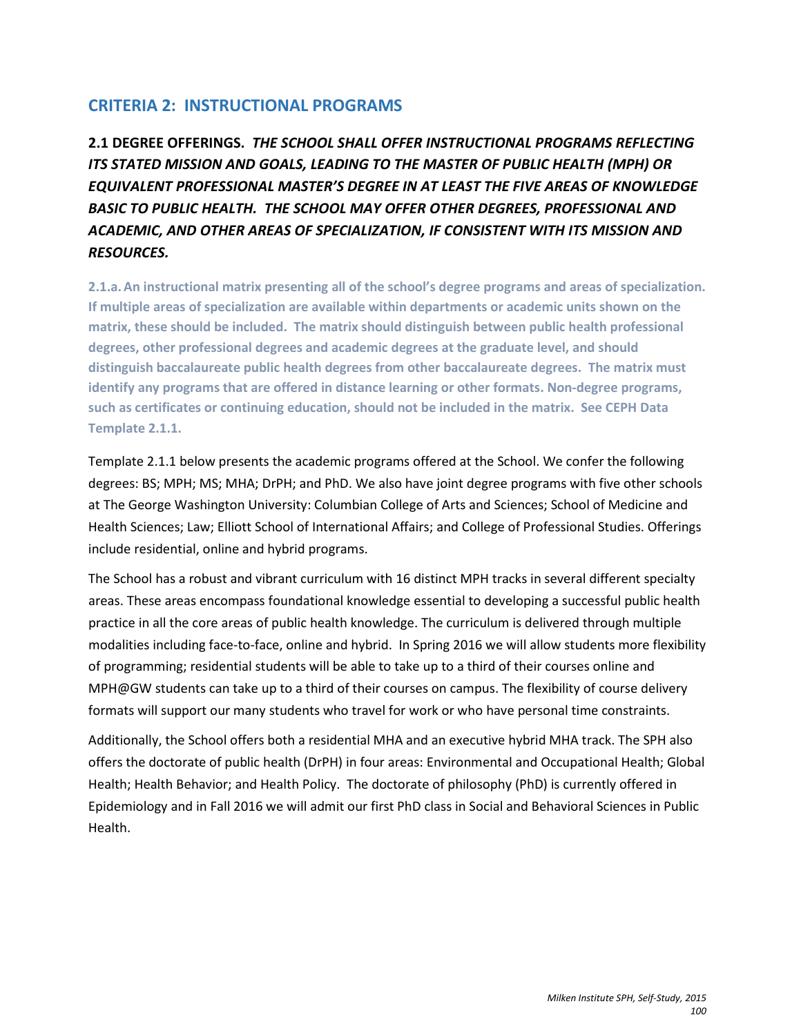## CRITERIA 2: INSTRUCTIONAL PROGRAMS

### 2.1 DEGREE OFFERINGS. *THE SCHOOL SHALL OFFER INSTRUCTIONAL PROGRAMS REFLECTING ITS STATED MISSION AND GOALS, LEADING TO THE MASTER OF PUBLIC HEALTH (MPH) OR EQUIVALENT PROFESSIONAL MASTER'S DEGREE IN AT LEAST THE FIVE AREAS OF KNOWLEDGE BASIC TO PUBLIC HEALTH. THE SCHOOL MAY OFFER OTHER DEGREES, PROFESSIONAL AND ACADEMIC, AND OTHER AREAS OF SPECIALIZATION, IF CONSISTENT WITH ITS MISSION AND RESOURCES.*

**2.1.a. An instructional matrix presenting all of the school's degree programs and areas of specialization. If multiple areas of specialization are available within departments or academic units shown on the matrix, these should be included. The matrix should distinguish between public health professional degrees, other professional degrees and academic degrees at the graduate level, and should distinguish baccalaureate public health degrees from other baccalaureate degrees. The matrix must identify any programs that are offered in distance learning or other formats. Non-degree programs, such as certificates or continuing education, should not be included in the matrix. See CEPH Data Template 2.1.1.**

Template 2.1.1 below presents the academic programs offered at the School. We confer the following degrees: BS; MPH; MS; MHA; DrPH; and PhD. We also have joint degree programs with five other schools at The George Washington University: Columbian College of Arts and Sciences; School of Medicine and Health Sciences; Law; Elliott School of International Affairs; and College of Professional Studies. Offerings include residential, online and hybrid programs.

The School has a robust and vibrant curriculum with 16 distinct MPH tracks in several different specialty areas. These areas encompass foundational knowledge essential to developing a successful public health practice in all the core areas of public health knowledge. The curriculum is delivered through multiple modalities including face-to-face, online and hybrid. In Spring 2016 we will allow students more flexibility of programming; residential students will be able to take up to a third of their courses online and MPH@GW students can take up to a third of their courses on campus. The flexibility of course delivery formats will support our many students who travel for work or who have personal time constraints.

Additionally, the School offers both a residential MHA and an executive hybrid MHA track. The SPH also offers the doctorate of public health (DrPH) in four areas: Environmental and Occupational Health; Global Health; Health Behavior; and Health Policy. The doctorate of philosophy (PhD) is currently offered in Epidemiology and in Fall 2016 we will admit our first PhD class in Social and Behavioral Sciences in Public Health.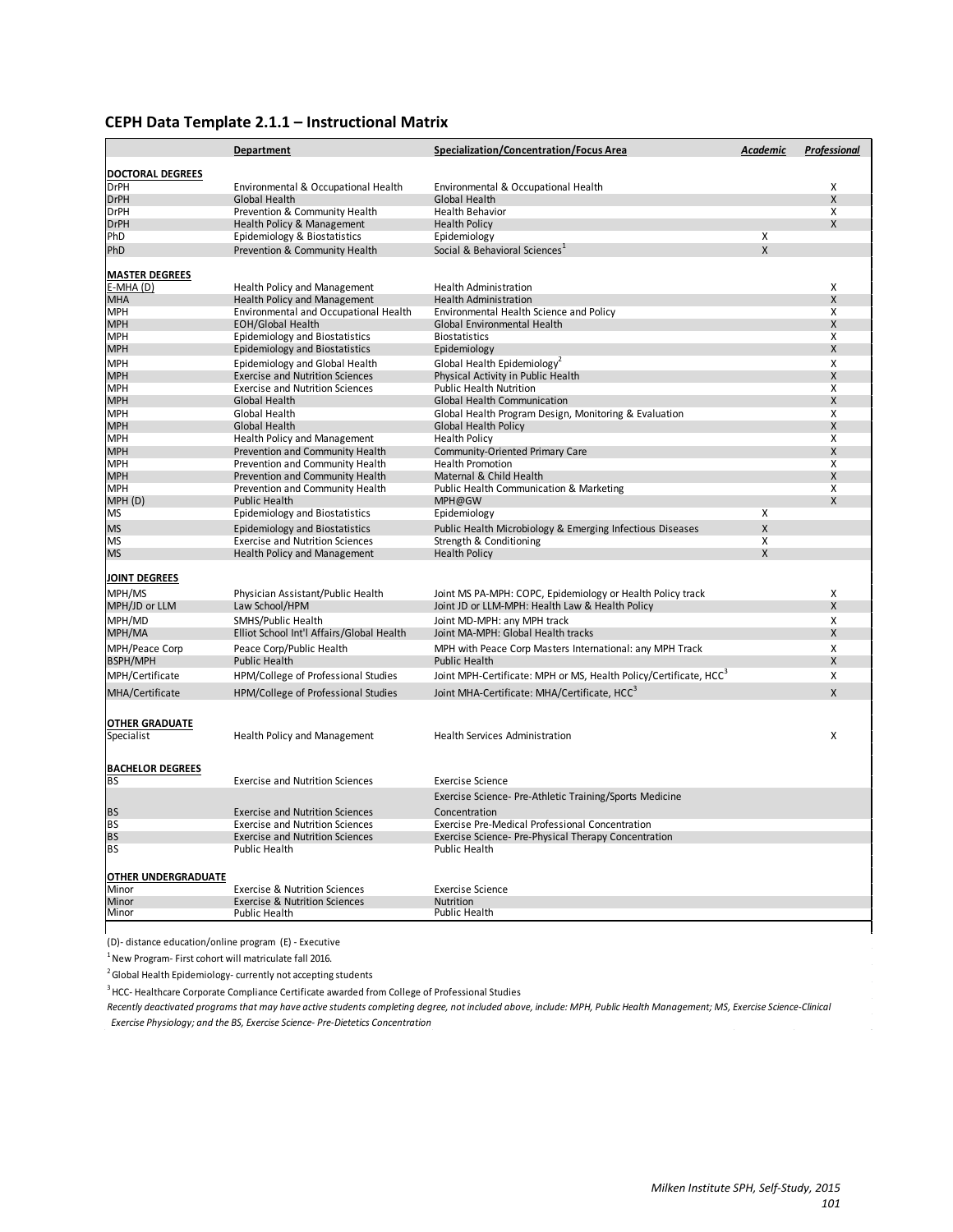## CEPH Data Template 2.1.1 – Instructional Matrix

| | Department | Specialization/Concentration/Focus Area | Academic | Professional |
|---|---|---|---|---|
| **DOCTORAL DEGREES** | | | | |
| DrPH | Environmental & Occupational Health | Environmental & Occupational Health | | X |
| DrPH | Global Health | Global Health | | X |
| DrPH | Prevention & Community Health | Health Behavior | | X |
| DrPH | Health Policy & Management | Health Policy | | X |
| PhD | Epidemiology & Biostatistics | Epidemiology | X | |
| PhD | Prevention & Community Health | Social & Behavioral Sciences[1] | X | |
| **MASTER DEGREES** | | | | |
| E-MHA (D) | Health Policy and Management | Health Administration | | X |
| MHA | Health Policy and Management | Health Administration | | X |
| MPH | Environmental and Occupational Health | Environmental Health Science and Policy | | X |
| MPH | EOH/Global Health | Global Environmental Health | | X |
| MPH | Epidemiology and Biostatistics | Biostatistics | | X |
| MPH | Epidemiology and Biostatistics | Epidemiology | | X |
| MPH | Epidemiology and Global Health | Global Health Epidemiology[2] | | X |
| MPH | Exercise and Nutrition Sciences | Physical Activity in Public Health | | X |
| MPH | Exercise and Nutrition Sciences | Public Health Nutrition | | X |
| MPH | Global Health | Global Health Communication | | X |
| MPH | Global Health | Global Health Program Design, Monitoring & Evaluation | | X |
| MPH | Global Health | Global Health Policy | | X |
| MPH | Health Policy and Management | Health Policy | | X |
| MPH | Prevention and Community Health | Community-Oriented Primary Care | | X |
| MPH | Prevention and Community Health | Health Promotion | | X |
| MPH | Prevention and Community Health | Maternal & Child Health | | X |
| MPH | Prevention and Community Health | Public Health Communication & Marketing | | X |
| MPH (D) | Public Health | MPH@GW | | X |
| MS | Epidemiology and Biostatistics | Epidemiology | X | |
| MS | Epidemiology and Biostatistics | Public Health Microbiology & Emerging Infectious Diseases | X | |
| MS | Exercise and Nutrition Sciences | Strength & Conditioning | X | |
| MS | Health Policy and Management | Health Policy | X | |
| **JOINT DEGREES** | | | | |
| MPH/MS | Physician Assistant/Public Health | Joint MS PA-MPH: COPC, Epidemiology or Health Policy track | | X |
| MPH/JD or LLM | Law School/HPM | Joint JD or LLM-MPH: Health Law & Health Policy | | X |
| MPH/MD | SMHS/Public Health | Joint MD-MPH: any MPH track | | X |
| MPH/MA | Elliot School Int'l Affairs/Global Health | Joint MA-MPH: Global Health tracks | | X |
| MPH/Peace Corp | Peace Corp/Public Health | MPH with Peace Corp Masters International: any MPH Track | | X |
| BSPH/MPH | Public Health | Public Health | | X |
| MPH/Certificate | HPM/College of Professional Studies | Joint MPH-Certificate: MPH or MS, Health Policy/Certificate, HCC[3] | | X |
| MHA/Certificate | HPM/College of Professional Studies | Joint MHA-Certificate: MHA/Certificate, HCC[3] | | X |
| **OTHER GRADUATE** | | | | |
| Specialist | Health Policy and Management | Health Services Administration | | X |
| **BACHELOR DEGREES** | | | | |
| BS | Exercise and Nutrition Sciences | Exercise Science | | |
| BS | Exercise and Nutrition Sciences | Exercise Science- Pre-Athletic Training/Sports Medicine Concentration | | |
| BS | Exercise and Nutrition Sciences | Exercise Pre-Medical Professional Concentration | | |
| BS | Exercise and Nutrition Sciences | Exercise Science- Pre-Physical Therapy Concentration | | |
| BS | Public Health | Public Health | | |
| **OTHER UNDERGRADUATE** | | | | |
| Minor | Exercise & Nutrition Sciences | Exercise Science | | |
| Minor | Exercise & Nutrition Sciences | Nutrition | | |
| Minor | Public Health | Public Health | | |

(D)- distance education/online program (E) - Executive

[1] New Program- First cohort will matriculate fall 2016.

[2] Global Health Epidemiology- currently not accepting students

[3] HCC- Healthcare Corporate Compliance Certificate awarded from College of Professional Studies

*Recently deactivated programs that may have active students completing degree, not included above, include: MPH, Public Health Management; MS, Exercise Science-Clinical Exercise Physiology; and the BS, Exercise Science- Pre-Dietetics Concentration*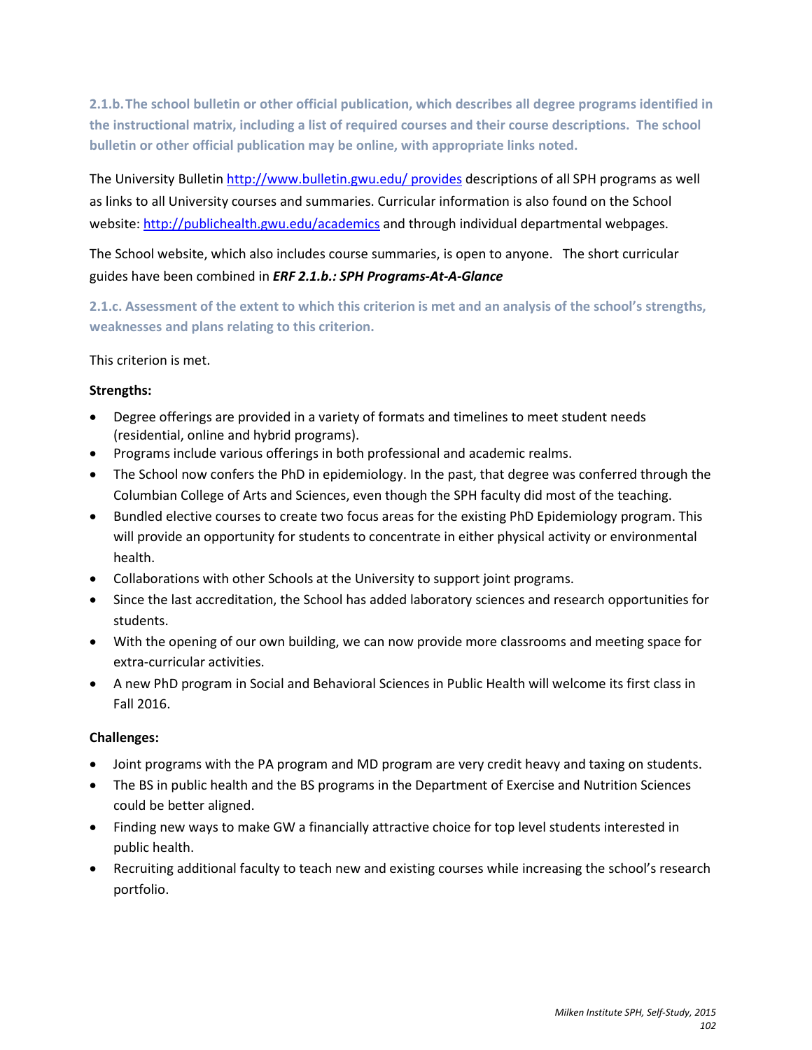**2.1.b. The school bulletin or other official publication, which describes all degree programs identified in the instructional matrix, including a list of required courses and their course descriptions. The school bulletin or other official publication may be online, with appropriate links noted.**

The University Bulletin http://www.bulletin.gwu.edu/ provides descriptions of all SPH programs as well as links to all University courses and summaries. Curricular information is also found on the School website: http://publichealth.gwu.edu/academics and through individual departmental webpages.

The School website, which also includes course summaries, is open to anyone. The short curricular guides have been combined in ***ERF 2.1.b.: SPH Programs-At-A-Glance***

**2.1.c. Assessment of the extent to which this criterion is met and an analysis of the school's strengths, weaknesses and plans relating to this criterion.**

This criterion is met.

**Strengths:**

- Degree offerings are provided in a variety of formats and timelines to meet student needs (residential, online and hybrid programs).
- Programs include various offerings in both professional and academic realms.
- The School now confers the PhD in epidemiology. In the past, that degree was conferred through the Columbian College of Arts and Sciences, even though the SPH faculty did most of the teaching.
- Bundled elective courses to create two focus areas for the existing PhD Epidemiology program. This will provide an opportunity for students to concentrate in either physical activity or environmental health.
- Collaborations with other Schools at the University to support joint programs.
- Since the last accreditation, the School has added laboratory sciences and research opportunities for students.
- With the opening of our own building, we can now provide more classrooms and meeting space for extra-curricular activities.
- A new PhD program in Social and Behavioral Sciences in Public Health will welcome its first class in Fall 2016.

**Challenges:**

- Joint programs with the PA program and MD program are very credit heavy and taxing on students.
- The BS in public health and the BS programs in the Department of Exercise and Nutrition Sciences could be better aligned.
- Finding new ways to make GW a financially attractive choice for top level students interested in public health.
- Recruiting additional faculty to teach new and existing courses while increasing the school's research portfolio.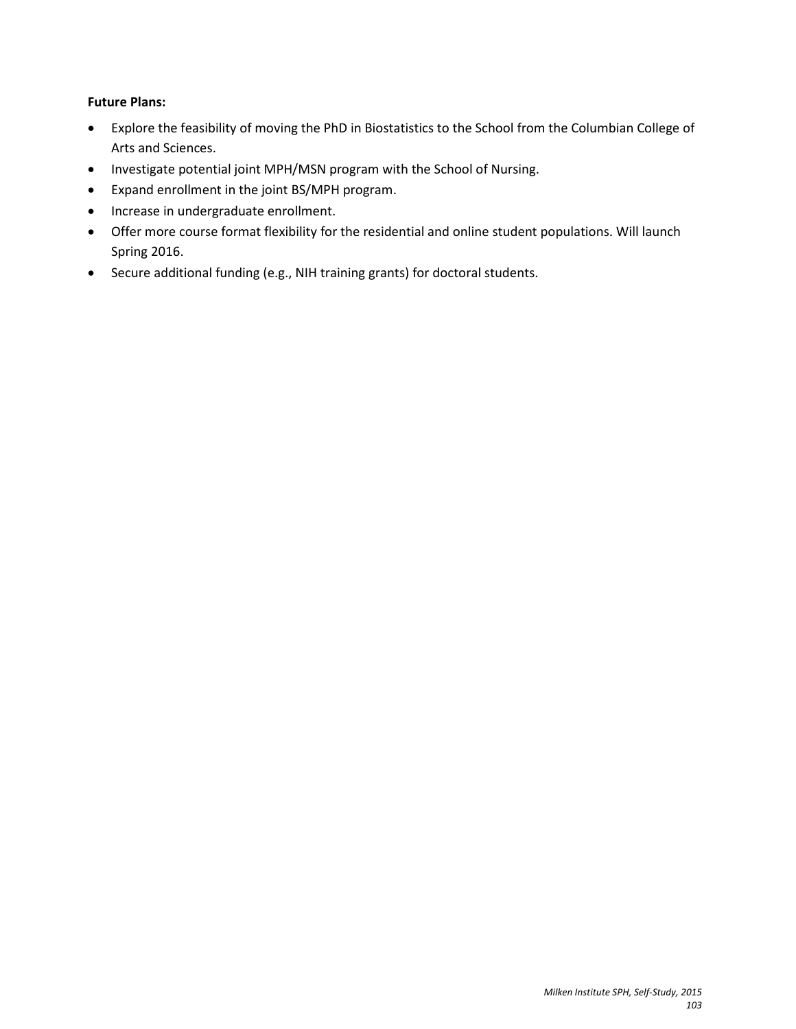**Future Plans:**

- Explore the feasibility of moving the PhD in Biostatistics to the School from the Columbian College of Arts and Sciences.
- Investigate potential joint MPH/MSN program with the School of Nursing.
- Expand enrollment in the joint BS/MPH program.
- Increase in undergraduate enrollment.
- Offer more course format flexibility for the residential and online student populations. Will launch Spring 2016.
- Secure additional funding (e.g., NIH training grants) for doctoral students.